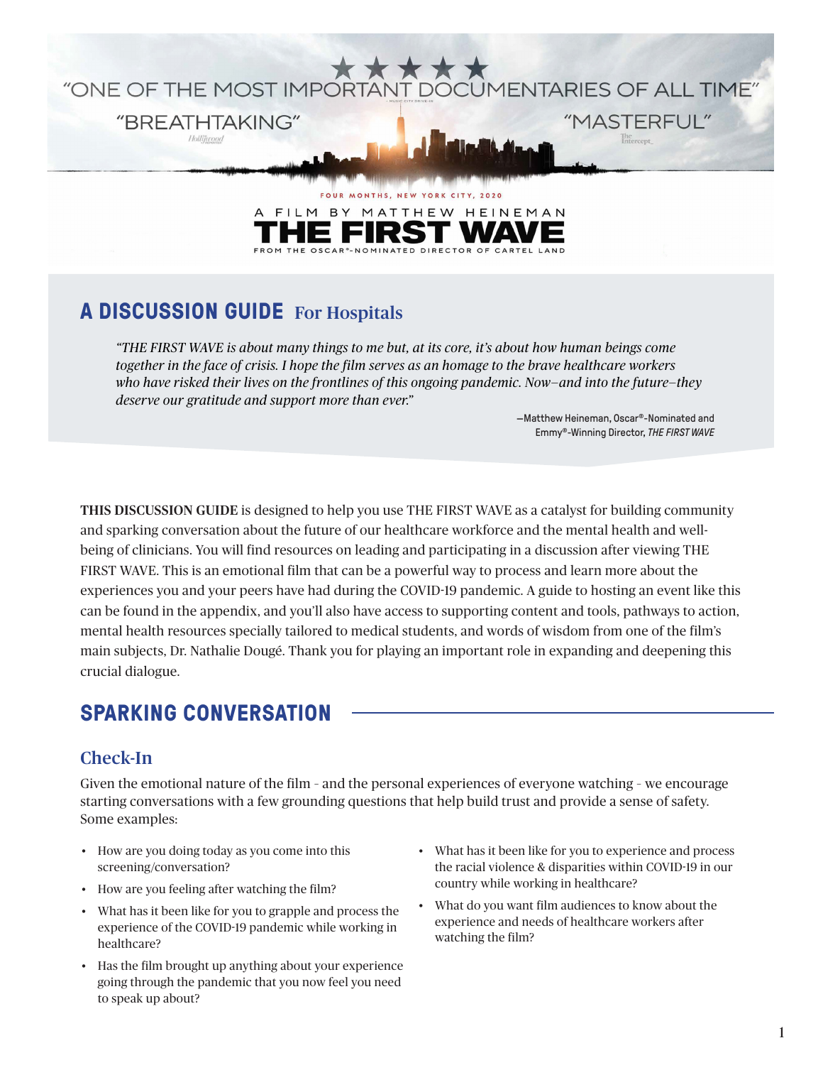★★★★★

"ONE OF THE MOST IMPORTANT DOCUMENTARIES OF ALL TIME"

"BREATHTAKING"

"MASTERFUL"

FOUR MONTHS, NEW YORK CITY, 2020

A FILM BY MATTHEW HEINEMAN

# THE FIRST WAVE

FROM THE OSCAR®-NOMINATED DIRECTOR OF CARTEL LAND

## A DISCUSSION GUIDE For Hospitals

*"THE FIRST WAVE is about many things to me but, at its core, it's about how human beings come together in the face of crisis. I hope the film serves as an homage to the brave healthcare workers who have risked their lives on the frontlines of this ongoing pandemic. Now–and into the future–they deserve our gratitude and support more than ever."*

—Matthew Heineman, Oscar®-Nominated and Emmy®-Winning Director, *THE FIRST WAVE*

**THIS DISCUSSION GUIDE** is designed to help you use THE FIRST WAVE as a catalyst for building community and sparking conversation about the future of our healthcare workforce and the mental health and well-being of clinicians. You will find resources on leading and participating in a discussion after viewing THE FIRST WAVE. This is an emotional film that can be a powerful way to process and learn more about the experiences you and your peers have had during the COVID-19 pandemic. A guide to hosting an event like this can be found in the appendix, and you'll also have access to supporting content and tools, pathways to action, mental health resources specially tailored to medical students, and words of wisdom from one of the film's main subjects, Dr. Nathalie Dougé. Thank you for playing an important role in expanding and deepening this crucial dialogue.

## SPARKING CONVERSATION

### Check-In

Given the emotional nature of the film - and the personal experiences of everyone watching - we encourage starting conversations with a few grounding questions that help build trust and provide a sense of safety. Some examples:

- How are you doing today as you come into this screening/conversation?
- How are you feeling after watching the film?
- What has it been like for you to grapple and process the experience of the COVID-19 pandemic while working in healthcare?
- Has the film brought up anything about your experience going through the pandemic that you now feel you need to speak up about?
- What has it been like for you to experience and process the racial violence & disparities within COVID-19 in our country while working in healthcare?
- What do you want film audiences to know about the experience and needs of healthcare workers after watching the film?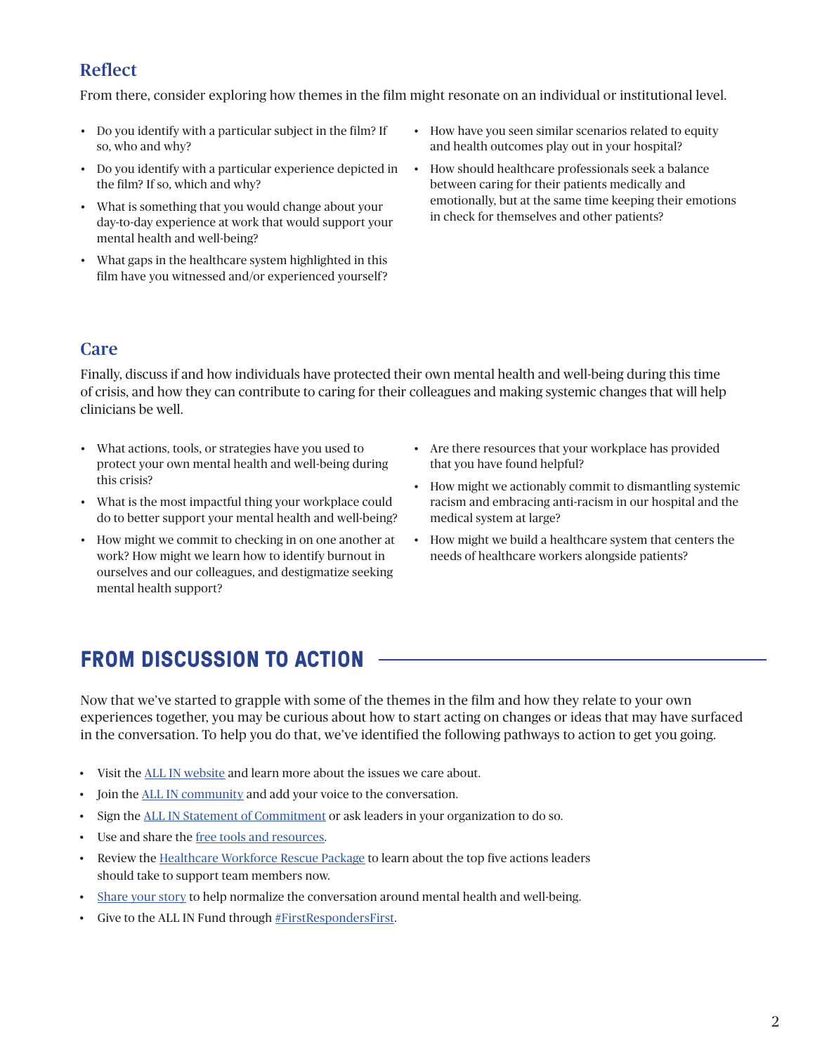## Reflect

From there, consider exploring how themes in the film might resonate on an individual or institutional level.

- Do you identify with a particular subject in the film? If so, who and why?
- Do you identify with a particular experience depicted in the film? If so, which and why?
- What is something that you would change about your day-to-day experience at work that would support your mental health and well-being?
- What gaps in the healthcare system highlighted in this film have you witnessed and/or experienced yourself?
- How have you seen similar scenarios related to equity and health outcomes play out in your hospital?
- How should healthcare professionals seek a balance between caring for their patients medically and emotionally, but at the same time keeping their emotions in check for themselves and other patients?

## Care

Finally, discuss if and how individuals have protected their own mental health and well-being during this time of crisis, and how they can contribute to caring for their colleagues and making systemic changes that will help clinicians be well.

- What actions, tools, or strategies have you used to protect your own mental health and well-being during this crisis?
- What is the most impactful thing your workplace could do to better support your mental health and well-being?
- How might we commit to checking in on one another at work? How might we learn how to identify burnout in ourselves and our colleagues, and destigmatize seeking mental health support?
- Are there resources that your workplace has provided that you have found helpful?
- How might we actionably commit to dismantling systemic racism and embracing anti-racism in our hospital and the medical system at large?
- How might we build a healthcare system that centers the needs of healthcare workers alongside patients?

# FROM DISCUSSION TO ACTION

Now that we've started to grapple with some of the themes in the film and how they relate to your own experiences together, you may be curious about how to start acting on changes or ideas that may have surfaced in the conversation. To help you do that, we've identified the following pathways to action to get you going.

- Visit the ALL IN website and learn more about the issues we care about.
- Join the ALL IN community and add your voice to the conversation.
- Sign the ALL IN Statement of Commitment or ask leaders in your organization to do so.
- Use and share the free tools and resources.
- Review the Healthcare Workforce Rescue Package to learn about the top five actions leaders should take to support team members now.
- Share your story to help normalize the conversation around mental health and well-being.
- Give to the ALL IN Fund through #FirstRespondersFirst.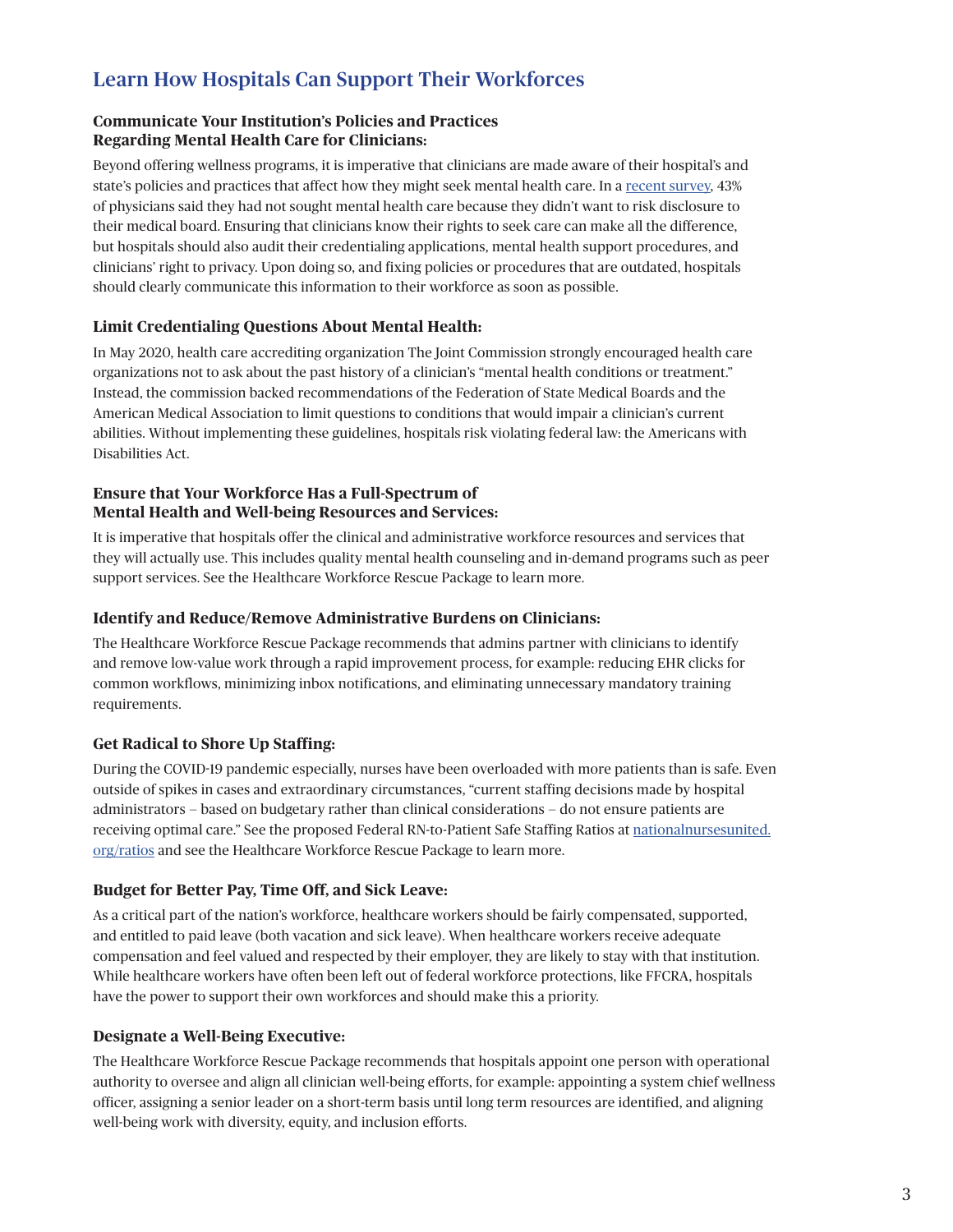## Learn How Hospitals Can Support Their Workforces

### Communicate Your Institution's Policies and Practices Regarding Mental Health Care for Clinicians:

Beyond offering wellness programs, it is imperative that clinicians are made aware of their hospital's and state's policies and practices that affect how they might seek mental health care. In a [recent survey](), 43% of physicians said they had not sought mental health care because they didn't want to risk disclosure to their medical board. Ensuring that clinicians know their rights to seek care can make all the difference, but hospitals should also audit their credentialing applications, mental health support procedures, and clinicians' right to privacy. Upon doing so, and fixing policies or procedures that are outdated, hospitals should clearly communicate this information to their workforce as soon as possible.

### Limit Credentialing Questions About Mental Health:

In May 2020, health care accrediting organization The Joint Commission strongly encouraged health care organizations not to ask about the past history of a clinician's "mental health conditions or treatment." Instead, the commission backed recommendations of the Federation of State Medical Boards and the American Medical Association to limit questions to conditions that would impair a clinician's current abilities. Without implementing these guidelines, hospitals risk violating federal law: the Americans with Disabilities Act.

### Ensure that Your Workforce Has a Full-Spectrum of Mental Health and Well-being Resources and Services:

It is imperative that hospitals offer the clinical and administrative workforce resources and services that they will actually use. This includes quality mental health counseling and in-demand programs such as peer support services. See the Healthcare Workforce Rescue Package to learn more.

### Identify and Reduce/Remove Administrative Burdens on Clinicians:

The Healthcare Workforce Rescue Package recommends that admins partner with clinicians to identify and remove low-value work through a rapid improvement process, for example: reducing EHR clicks for common workflows, minimizing inbox notifications, and eliminating unnecessary mandatory training requirements.

### Get Radical to Shore Up Staffing:

During the COVID-19 pandemic especially, nurses have been overloaded with more patients than is safe. Even outside of spikes in cases and extraordinary circumstances, "current staffing decisions made by hospital administrators – based on budgetary rather than clinical considerations – do not ensure patients are receiving optimal care." See the proposed Federal RN-to-Patient Safe Staffing Ratios at [nationalnursesunited.org/ratios]() and see the Healthcare Workforce Rescue Package to learn more.

### Budget for Better Pay, Time Off, and Sick Leave:

As a critical part of the nation's workforce, healthcare workers should be fairly compensated, supported, and entitled to paid leave (both vacation and sick leave). When healthcare workers receive adequate compensation and feel valued and respected by their employer, they are likely to stay with that institution. While healthcare workers have often been left out of federal workforce protections, like FFCRA, hospitals have the power to support their own workforces and should make this a priority.

### Designate a Well-Being Executive:

The Healthcare Workforce Rescue Package recommends that hospitals appoint one person with operational authority to oversee and align all clinician well-being efforts, for example: appointing a system chief wellness officer, assigning a senior leader on a short-term basis until long term resources are identified, and aligning well-being work with diversity, equity, and inclusion efforts.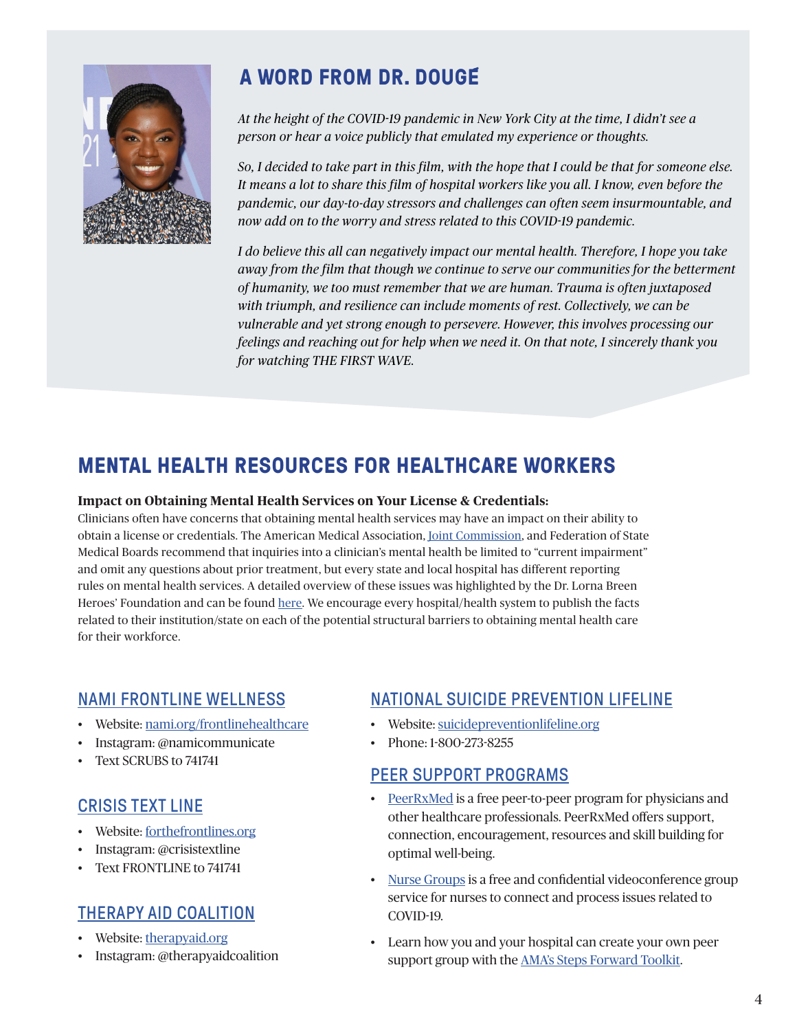## A WORD FROM DR. DOUGÉ

*At the height of the COVID-19 pandemic in New York City at the time, I didn't see a person or hear a voice publicly that emulated my experience or thoughts.*

*So, I decided to take part in this film, with the hope that I could be that for someone else. It means a lot to share this film of hospital workers like you all. I know, even before the pandemic, our day-to-day stressors and challenges can often seem insurmountable, and now add on to the worry and stress related to this COVID-19 pandemic.*

*I do believe this all can negatively impact our mental health. Therefore, I hope you take away from the film that though we continue to serve our communities for the betterment of humanity, we too must remember that we are human. Trauma is often juxtaposed with triumph, and resilience can include moments of rest. Collectively, we can be vulnerable and yet strong enough to persevere. However, this involves processing our feelings and reaching out for help when we need it. On that note, I sincerely thank you for watching THE FIRST WAVE.*

## MENTAL HEALTH RESOURCES FOR HEALTHCARE WORKERS

**Impact on Obtaining Mental Health Services on Your License & Credentials:**
Clinicians often have concerns that obtaining mental health services may have an impact on their ability to obtain a license or credentials. The American Medical Association, Joint Commission, and Federation of State Medical Boards recommend that inquiries into a clinician's mental health be limited to "current impairment" and omit any questions about prior treatment, but every state and local hospital has different reporting rules on mental health services. A detailed overview of these issues was highlighted by the Dr. Lorna Breen Heroes' Foundation and can be found here. We encourage every hospital/health system to publish the facts related to their institution/state on each of the potential structural barriers to obtaining mental health care for their workforce.

### NAMI FRONTLINE WELLNESS

- Website: nami.org/frontlinehealthcare
- Instagram: @namicommunicate
- Text SCRUBS to 741741

### CRISIS TEXT LINE

- Website: forthefrontlines.org
- Instagram: @crisistextline
- Text FRONTLINE to 741741

### THERAPY AID COALITION

- Website: therapyaid.org
- Instagram: @therapyaidcoalition

### NATIONAL SUICIDE PREVENTION LIFELINE

- Website: suicidepreventionlifeline.org
- Phone: 1-800-273-8255

### PEER SUPPORT PROGRAMS

- PeerRxMed is a free peer-to-peer program for physicians and other healthcare professionals. PeerRxMed offers support, connection, encouragement, resources and skill building for optimal well-being.
- Nurse Groups is a free and confidential videoconference group service for nurses to connect and process issues related to COVID-19.
- Learn how you and your hospital can create your own peer support group with the AMA's Steps Forward Toolkit.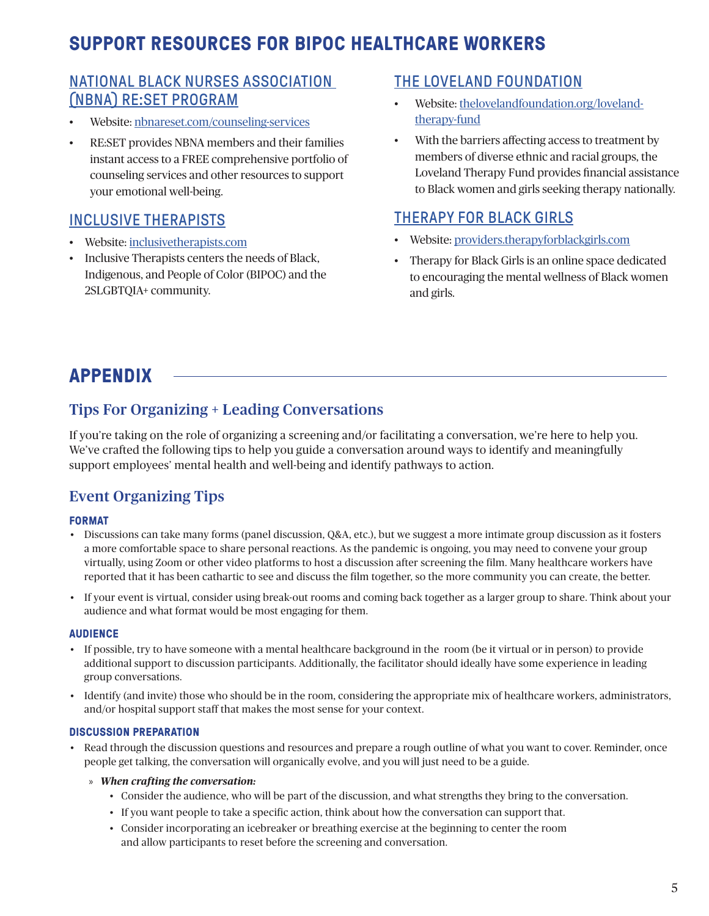## SUPPORT RESOURCES FOR BIPOC HEALTHCARE WORKERS

### NATIONAL BLACK NURSES ASSOCIATION (NBNA) RE:SET PROGRAM

- Website: nbnareset.com/counseling-services
- RE:SET provides NBNA members and their families instant access to a FREE comprehensive portfolio of counseling services and other resources to support your emotional well-being.

### INCLUSIVE THERAPISTS

- Website: inclusivetherapists.com
- Inclusive Therapists centers the needs of Black, Indigenous, and People of Color (BIPOC) and the 2SLGBTQIA+ community.

### THE LOVELAND FOUNDATION

- Website: thelovelandfoundation.org/loveland-therapy-fund
- With the barriers affecting access to treatment by members of diverse ethnic and racial groups, the Loveland Therapy Fund provides financial assistance to Black women and girls seeking therapy nationally.

### THERAPY FOR BLACK GIRLS

- Website: providers.therapyforblackgirls.com
- Therapy for Black Girls is an online space dedicated to encouraging the mental wellness of Black women and girls.

## APPENDIX

### Tips For Organizing + Leading Conversations

If you're taking on the role of organizing a screening and/or facilitating a conversation, we're here to help you. We've crafted the following tips to help you guide a conversation around ways to identify and meaningfully support employees' mental health and well-being and identify pathways to action.

### Event Organizing Tips

#### FORMAT

- Discussions can take many forms (panel discussion, Q&A, etc.), but we suggest a more intimate group discussion as it fosters a more comfortable space to share personal reactions. As the pandemic is ongoing, you may need to convene your group virtually, using Zoom or other video platforms to host a discussion after screening the film. Many healthcare workers have reported that it has been cathartic to see and discuss the film together, so the more community you can create, the better.
- If your event is virtual, consider using break-out rooms and coming back together as a larger group to share. Think about your audience and what format would be most engaging for them.

#### AUDIENCE

- If possible, try to have someone with a mental healthcare background in the room (be it virtual or in person) to provide additional support to discussion participants. Additionally, the facilitator should ideally have some experience in leading group conversations.
- Identify (and invite) those who should be in the room, considering the appropriate mix of healthcare workers, administrators, and/or hospital support staff that makes the most sense for your context.

#### DISCUSSION PREPARATION

- Read through the discussion questions and resources and prepare a rough outline of what you want to cover. Reminder, once people get talking, the conversation will organically evolve, and you will just need to be a guide.
  - ***When crafting the conversation:***
    - Consider the audience, who will be part of the discussion, and what strengths they bring to the conversation.
    - If you want people to take a specific action, think about how the conversation can support that.
    - Consider incorporating an icebreaker or breathing exercise at the beginning to center the room and allow participants to reset before the screening and conversation.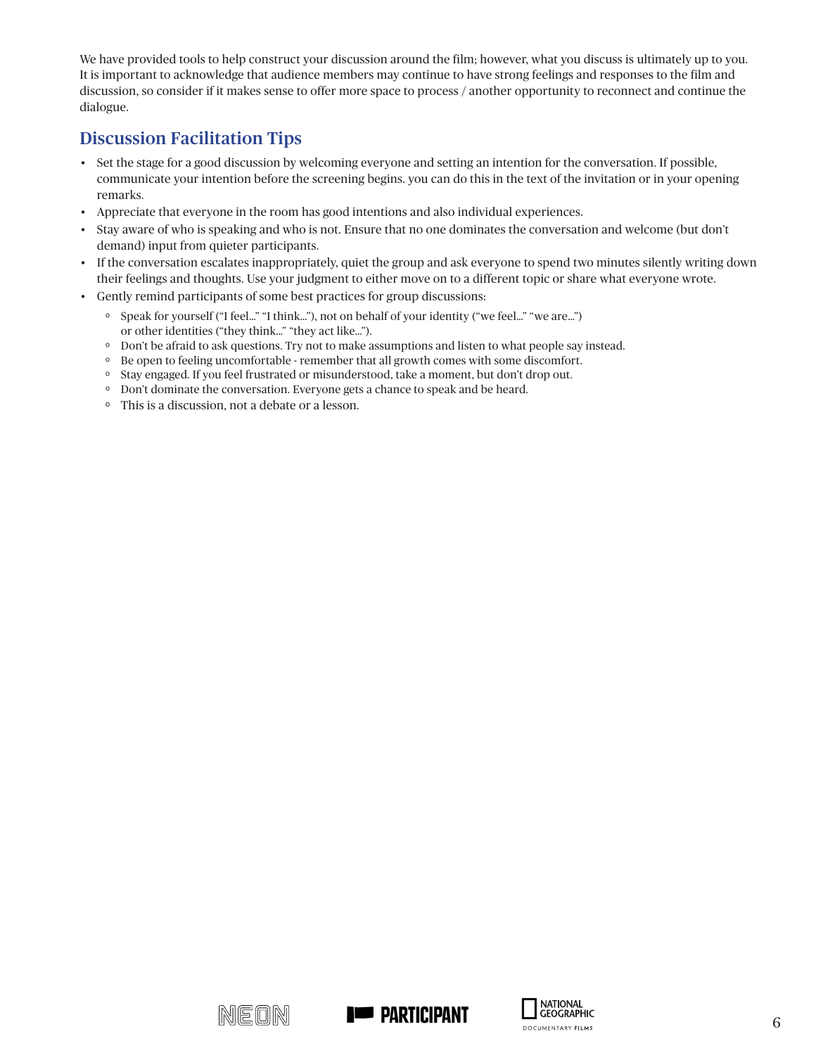We have provided tools to help construct your discussion around the film; however, what you discuss is ultimately up to you. It is important to acknowledge that audience members may continue to have strong feelings and responses to the film and discussion, so consider if it makes sense to offer more space to process / another opportunity to reconnect and continue the dialogue.

## Discussion Facilitation Tips

- Set the stage for a good discussion by welcoming everyone and setting an intention for the conversation. If possible, communicate your intention before the screening begins. you can do this in the text of the invitation or in your opening remarks.
- Appreciate that everyone in the room has good intentions and also individual experiences.
- Stay aware of who is speaking and who is not. Ensure that no one dominates the conversation and welcome (but don't demand) input from quieter participants.
- If the conversation escalates inappropriately, quiet the group and ask everyone to spend two minutes silently writing down their feelings and thoughts. Use your judgment to either move on to a different topic or share what everyone wrote.
- Gently remind participants of some best practices for group discussions:
  - Speak for yourself ("I feel…" "I think…"), not on behalf of your identity ("we feel…" "we are…") or other identities ("they think…" "they act like…").
  - Don't be afraid to ask questions. Try not to make assumptions and listen to what people say instead.
  - Be open to feeling uncomfortable - remember that all growth comes with some discomfort.
  - Stay engaged. If you feel frustrated or misunderstood, take a moment, but don't drop out.
  - Don't dominate the conversation. Everyone gets a chance to speak and be heard.
  - This is a discussion, not a debate or a lesson.